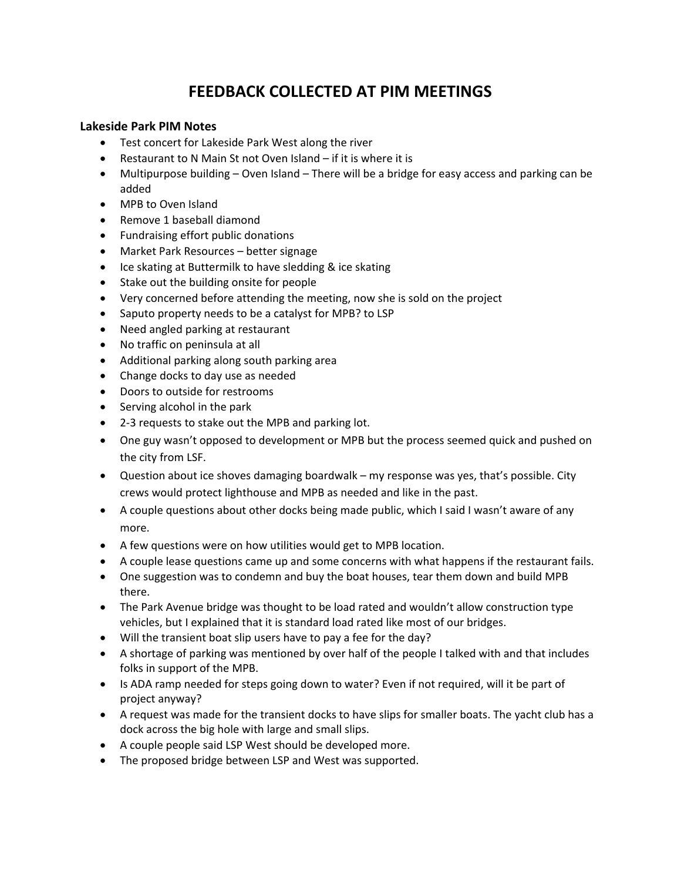# FEEDBACK COLLECTED AT PIM MEETINGS

## Lakeside Park PIM Notes

- Test concert for Lakeside Park West along the river
- Restaurant to N Main St not Oven Island – if it is where it is
- Multipurpose building – Oven Island – There will be a bridge for easy access and parking can be added
- MPB to Oven Island
- Remove 1 baseball diamond
- Fundraising effort public donations
- Market Park Resources – better signage
- Ice skating at Buttermilk to have sledding & ice skating
- Stake out the building onsite for people
- Very concerned before attending the meeting, now she is sold on the project
- Saputo property needs to be a catalyst for MPB? to LSP
- Need angled parking at restaurant
- No traffic on peninsula at all
- Additional parking along south parking area
- Change docks to day use as needed
- Doors to outside for restrooms
- Serving alcohol in the park
- 2-3 requests to stake out the MPB and parking lot.
- One guy wasn't opposed to development or MPB but the process seemed quick and pushed on the city from LSF.
- Question about ice shoves damaging boardwalk – my response was yes, that's possible. City crews would protect lighthouse and MPB as needed and like in the past.
- A couple questions about other docks being made public, which I said I wasn't aware of any more.
- A few questions were on how utilities would get to MPB location.
- A couple lease questions came up and some concerns with what happens if the restaurant fails.
- One suggestion was to condemn and buy the boat houses, tear them down and build MPB there.
- The Park Avenue bridge was thought to be load rated and wouldn't allow construction type vehicles, but I explained that it is standard load rated like most of our bridges.
- Will the transient boat slip users have to pay a fee for the day?
- A shortage of parking was mentioned by over half of the people I talked with and that includes folks in support of the MPB.
- Is ADA ramp needed for steps going down to water? Even if not required, will it be part of project anyway?
- A request was made for the transient docks to have slips for smaller boats. The yacht club has a dock across the big hole with large and small slips.
- A couple people said LSP West should be developed more.
- The proposed bridge between LSP and West was supported.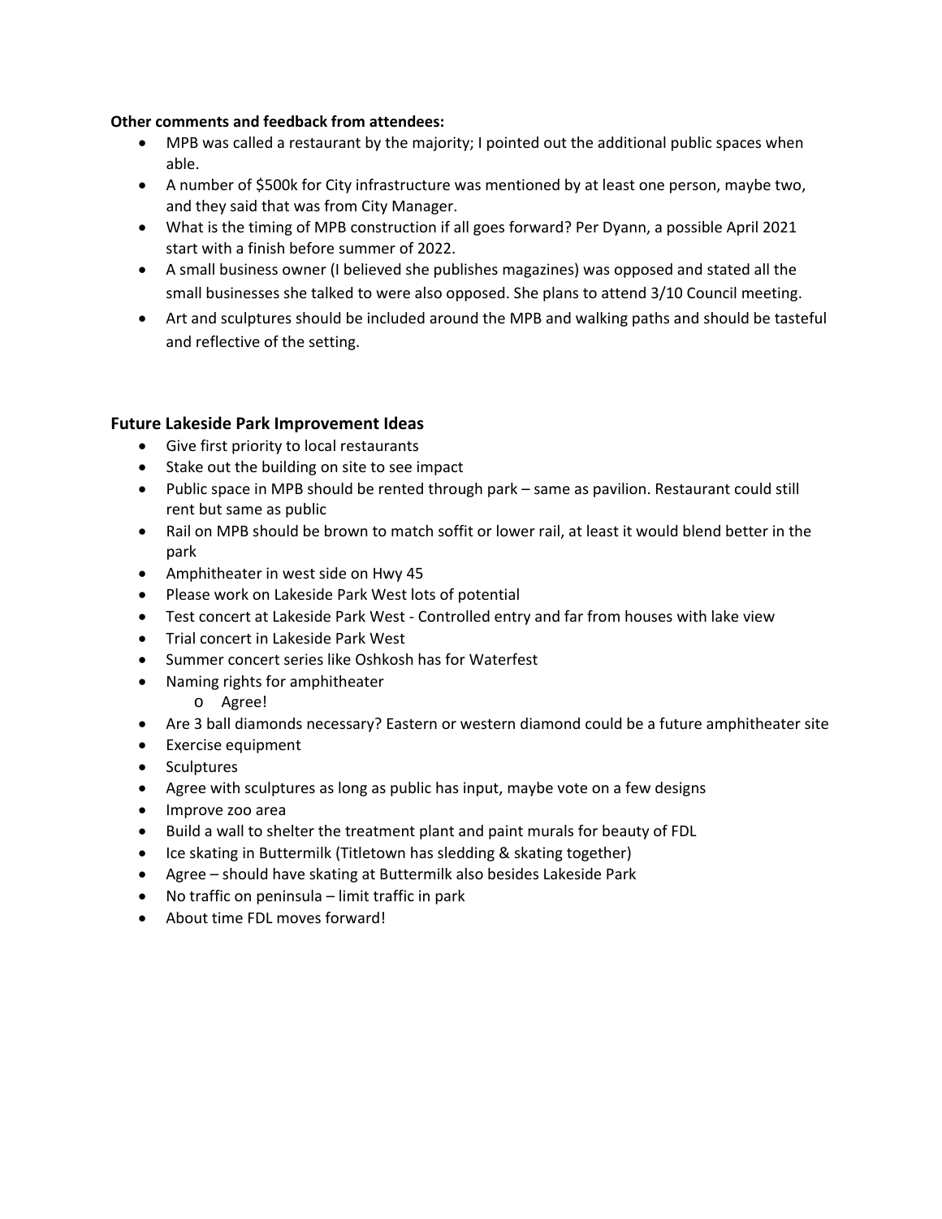**Other comments and feedback from attendees:**

- MPB was called a restaurant by the majority; I pointed out the additional public spaces when able.
- A number of $500k for City infrastructure was mentioned by at least one person, maybe two, and they said that was from City Manager.
- What is the timing of MPB construction if all goes forward? Per Dyann, a possible April 2021 start with a finish before summer of 2022.
- A small business owner (I believed she publishes magazines) was opposed and stated all the small businesses she talked to were also opposed. She plans to attend 3/10 Council meeting.
- Art and sculptures should be included around the MPB and walking paths and should be tasteful and reflective of the setting.

## Future Lakeside Park Improvement Ideas

- Give first priority to local restaurants
- Stake out the building on site to see impact
- Public space in MPB should be rented through park – same as pavilion. Restaurant could still rent but same as public
- Rail on MPB should be brown to match soffit or lower rail, at least it would blend better in the park
- Amphitheater in west side on Hwy 45
- Please work on Lakeside Park West lots of potential
- Test concert at Lakeside Park West - Controlled entry and far from houses with lake view
- Trial concert in Lakeside Park West
- Summer concert series like Oshkosh has for Waterfest
- Naming rights for amphitheater
    - Agree!
- Are 3 ball diamonds necessary? Eastern or western diamond could be a future amphitheater site
- Exercise equipment
- Sculptures
- Agree with sculptures as long as public has input, maybe vote on a few designs
- Improve zoo area
- Build a wall to shelter the treatment plant and paint murals for beauty of FDL
- Ice skating in Buttermilk (Titletown has sledding & skating together)
- Agree – should have skating at Buttermilk also besides Lakeside Park
- No traffic on peninsula – limit traffic in park
- About time FDL moves forward!